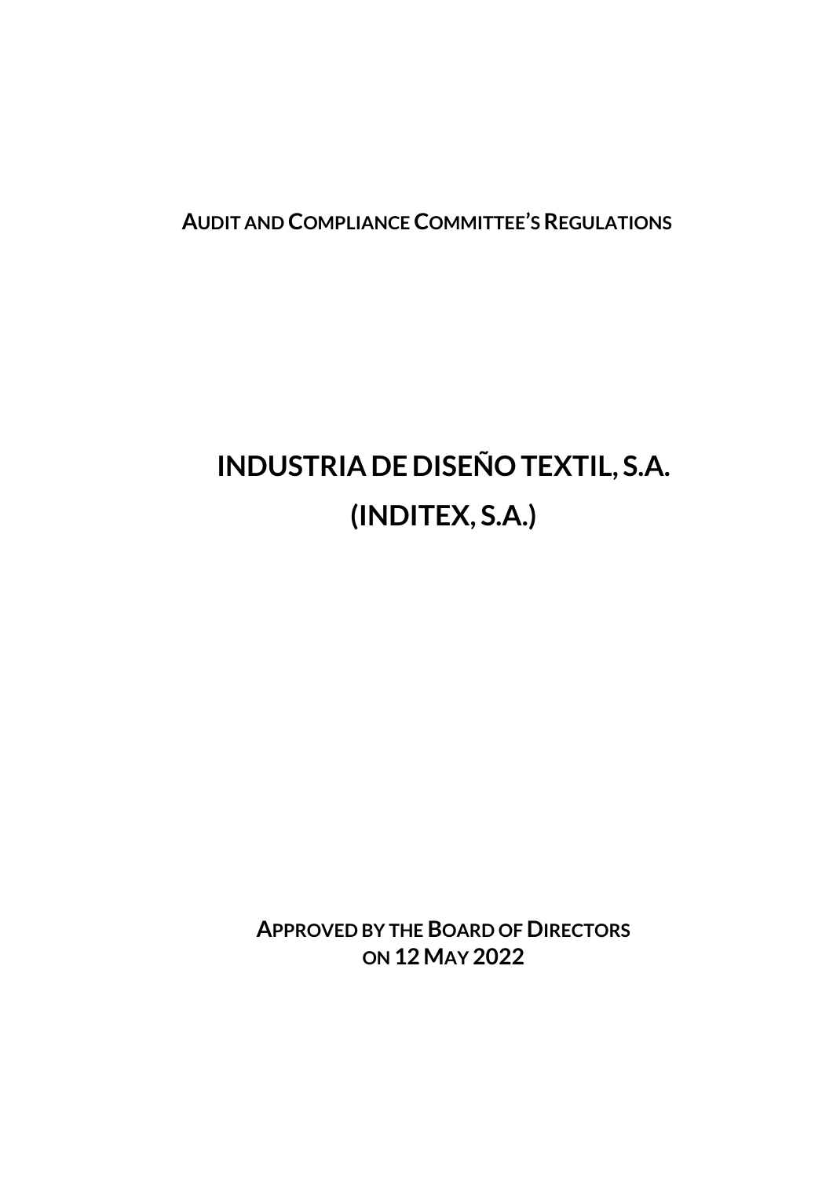**AUDIT AND COMPLIANCE COMMITTEE'S REGULATIONS**

# INDUSTRIA DE DISEÑO TEXTIL, S.A.
# (INDITEX, S.A.)

**APPROVED BY THE BOARD OF DIRECTORS**
**ON 12 MAY 2022**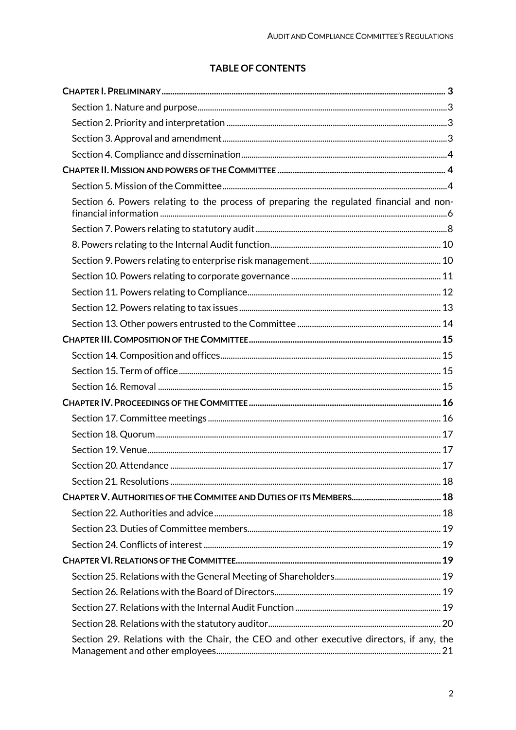## TABLE OF CONTENTS

**CHAPTER I. PRELIMINARY** ..... 3

- Section 1. Nature and purpose ..... 3
- Section 2. Priority and interpretation ..... 3
- Section 3. Approval and amendment ..... 3
- Section 4. Compliance and dissemination ..... 4

**CHAPTER II. MISSION AND POWERS OF THE COMMITTEE** ..... 4

- Section 5. Mission of the Committee ..... 4
- Section 6. Powers relating to the process of preparing the regulated financial and non-financial information ..... 6
- Section 7. Powers relating to statutory audit ..... 8
- 8. Powers relating to the Internal Audit function ..... 10
- Section 9. Powers relating to enterprise risk management ..... 10
- Section 10. Powers relating to corporate governance ..... 11
- Section 11. Powers relating to Compliance ..... 12
- Section 12. Powers relating to tax issues ..... 13
- Section 13. Other powers entrusted to the Committee ..... 14

**CHAPTER III. COMPOSITION OF THE COMMITTEE** ..... 15

- Section 14. Composition and offices ..... 15
- Section 15. Term of office ..... 15
- Section 16. Removal ..... 15

**CHAPTER IV. PROCEEDINGS OF THE COMMITTEE** ..... 16

- Section 17. Committee meetings ..... 16
- Section 18. Quorum ..... 17
- Section 19. Venue ..... 17
- Section 20. Attendance ..... 17
- Section 21. Resolutions ..... 18

**CHAPTER V. AUTHORITIES OF THE COMMITEE AND DUTIES OF ITS MEMBERS** ..... 18

- Section 22. Authorities and advice ..... 18
- Section 23. Duties of Committee members ..... 19
- Section 24. Conflicts of interest ..... 19

**CHAPTER VI. RELATIONS OF THE COMMITTEE** ..... 19

- Section 25. Relations with the General Meeting of Shareholders ..... 19
- Section 26. Relations with the Board of Directors ..... 19
- Section 27. Relations with the Internal Audit Function ..... 19
- Section 28. Relations with the statutory auditor ..... 20
- Section 29. Relations with the Chair, the CEO and other executive directors, if any, the Management and other employees ..... 21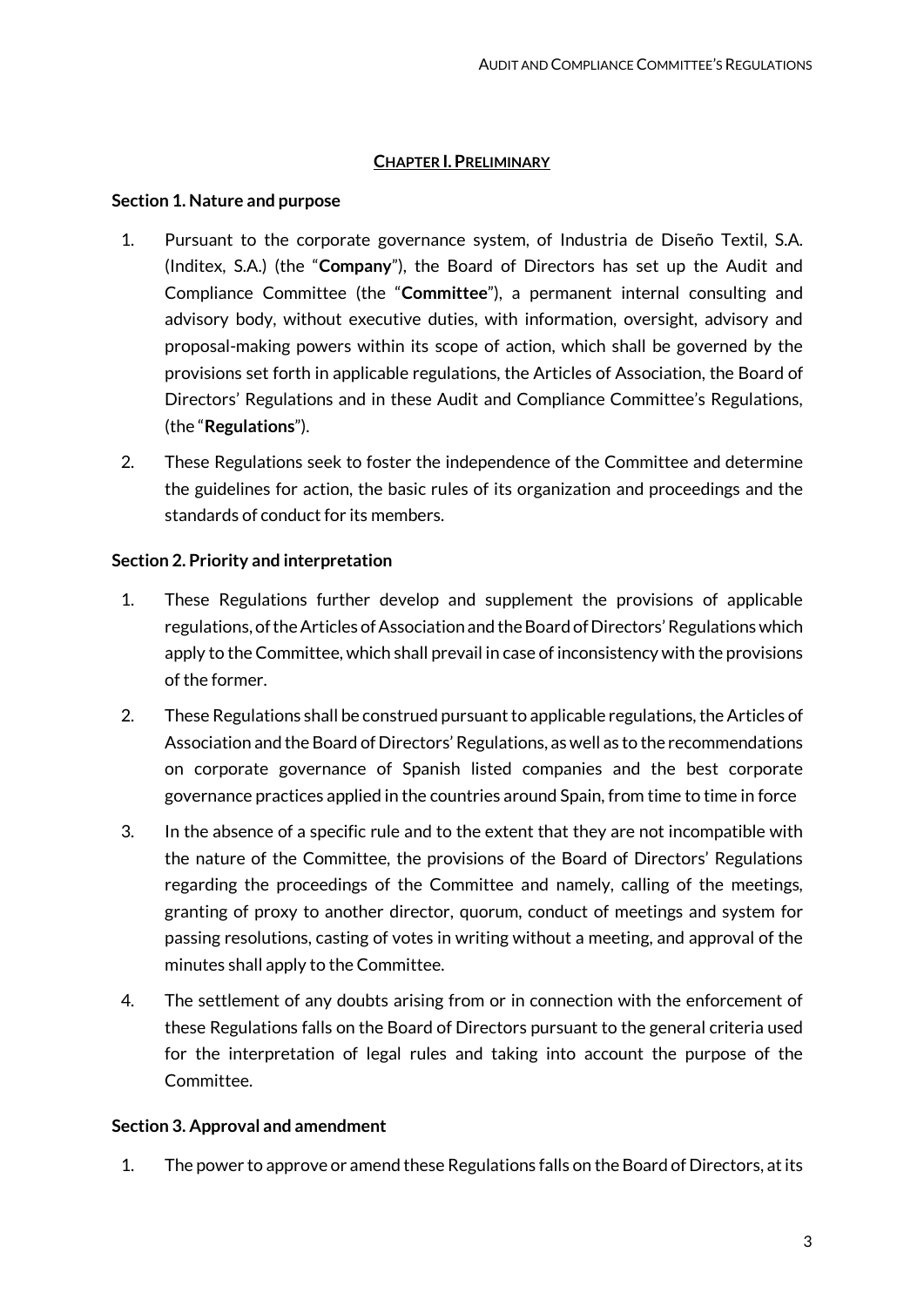## CHAPTER I. PRELIMINARY

### Section 1. Nature and purpose

1. Pursuant to the corporate governance system, of Industria de Diseño Textil, S.A. (Inditex, S.A.) (the "**Company**"), the Board of Directors has set up the Audit and Compliance Committee (the "**Committee**"), a permanent internal consulting and advisory body, without executive duties, with information, oversight, advisory and proposal-making powers within its scope of action, which shall be governed by the provisions set forth in applicable regulations, the Articles of Association, the Board of Directors' Regulations and in these Audit and Compliance Committee's Regulations, (the "**Regulations**").
2. These Regulations seek to foster the independence of the Committee and determine the guidelines for action, the basic rules of its organization and proceedings and the standards of conduct for its members.

### Section 2. Priority and interpretation

1. These Regulations further develop and supplement the provisions of applicable regulations, of the Articles of Association and the Board of Directors' Regulations which apply to the Committee, which shall prevail in case of inconsistency with the provisions of the former.
2. These Regulations shall be construed pursuant to applicable regulations, the Articles of Association and the Board of Directors' Regulations, as well as to the recommendations on corporate governance of Spanish listed companies and the best corporate governance practices applied in the countries around Spain, from time to time in force
3. In the absence of a specific rule and to the extent that they are not incompatible with the nature of the Committee, the provisions of the Board of Directors' Regulations regarding the proceedings of the Committee and namely, calling of the meetings, granting of proxy to another director, quorum, conduct of meetings and system for passing resolutions, casting of votes in writing without a meeting, and approval of the minutes shall apply to the Committee.
4. The settlement of any doubts arising from or in connection with the enforcement of these Regulations falls on the Board of Directors pursuant to the general criteria used for the interpretation of legal rules and taking into account the purpose of the Committee.

### Section 3. Approval and amendment

1. The power to approve or amend these Regulations falls on the Board of Directors, at its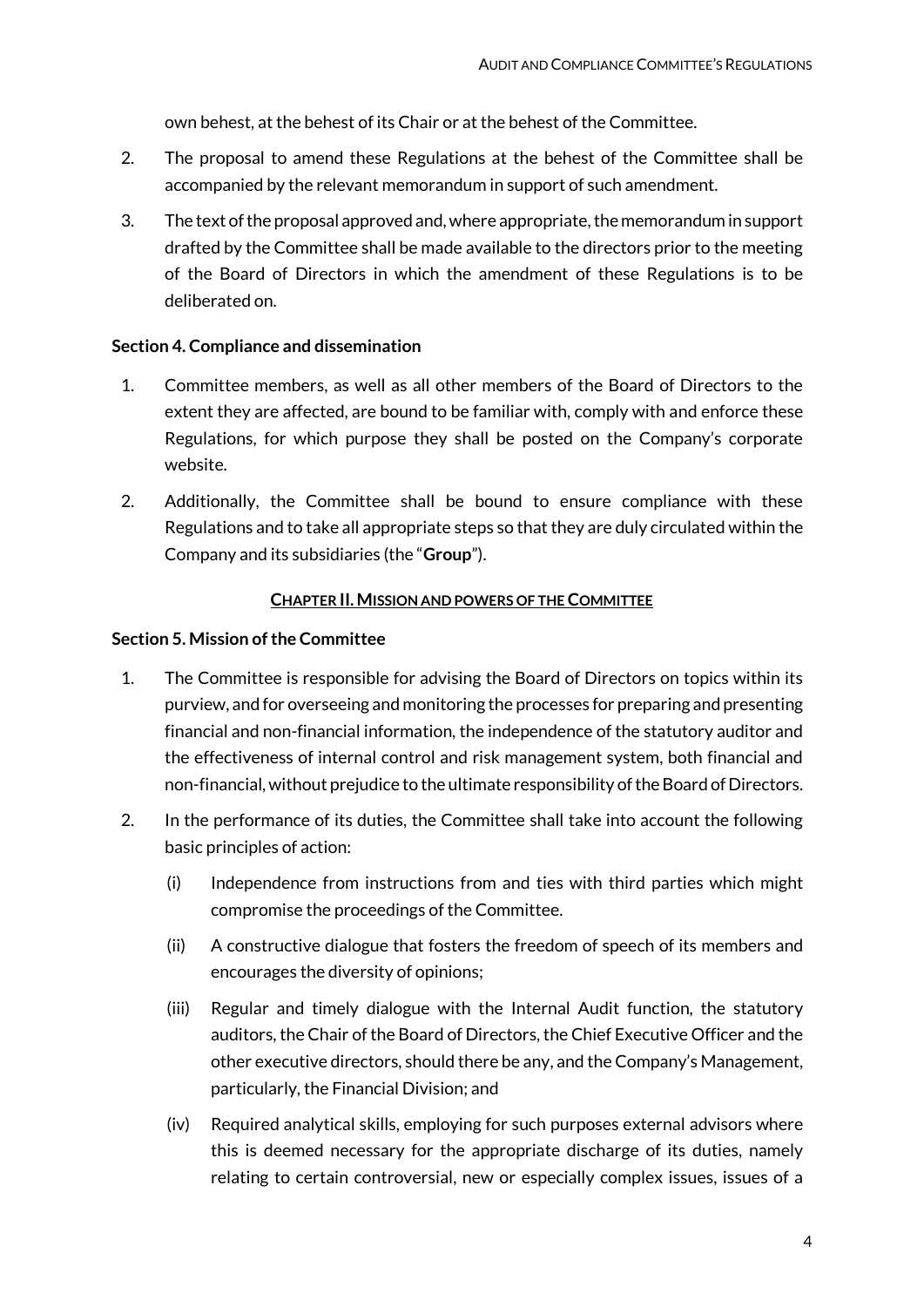own behest, at the behest of its Chair or at the behest of the Committee.

2. The proposal to amend these Regulations at the behest of the Committee shall be accompanied by the relevant memorandum in support of such amendment.

3. The text of the proposal approved and, where appropriate, the memorandum in support drafted by the Committee shall be made available to the directors prior to the meeting of the Board of Directors in which the amendment of these Regulations is to be deliberated on.

**Section 4. Compliance and dissemination**

1. Committee members, as well as all other members of the Board of Directors to the extent they are affected, are bound to be familiar with, comply with and enforce these Regulations, for which purpose they shall be posted on the Company's corporate website.

2. Additionally, the Committee shall be bound to ensure compliance with these Regulations and to take all appropriate steps so that they are duly circulated within the Company and its subsidiaries (the "**Group**").

## CHAPTER II. MISSION AND POWERS OF THE COMMITTEE

**Section 5. Mission of the Committee**

1. The Committee is responsible for advising the Board of Directors on topics within its purview, and for overseeing and monitoring the processes for preparing and presenting financial and non-financial information, the independence of the statutory auditor and the effectiveness of internal control and risk management system, both financial and non-financial, without prejudice to the ultimate responsibility of the Board of Directors.

2. In the performance of its duties, the Committee shall take into account the following basic principles of action:

   (i) Independence from instructions from and ties with third parties which might compromise the proceedings of the Committee.

   (ii) A constructive dialogue that fosters the freedom of speech of its members and encourages the diversity of opinions;

   (iii) Regular and timely dialogue with the Internal Audit function, the statutory auditors, the Chair of the Board of Directors, the Chief Executive Officer and the other executive directors, should there be any, and the Company's Management, particularly, the Financial Division; and

   (iv) Required analytical skills, employing for such purposes external advisors where this is deemed necessary for the appropriate discharge of its duties, namely relating to certain controversial, new or especially complex issues, issues of a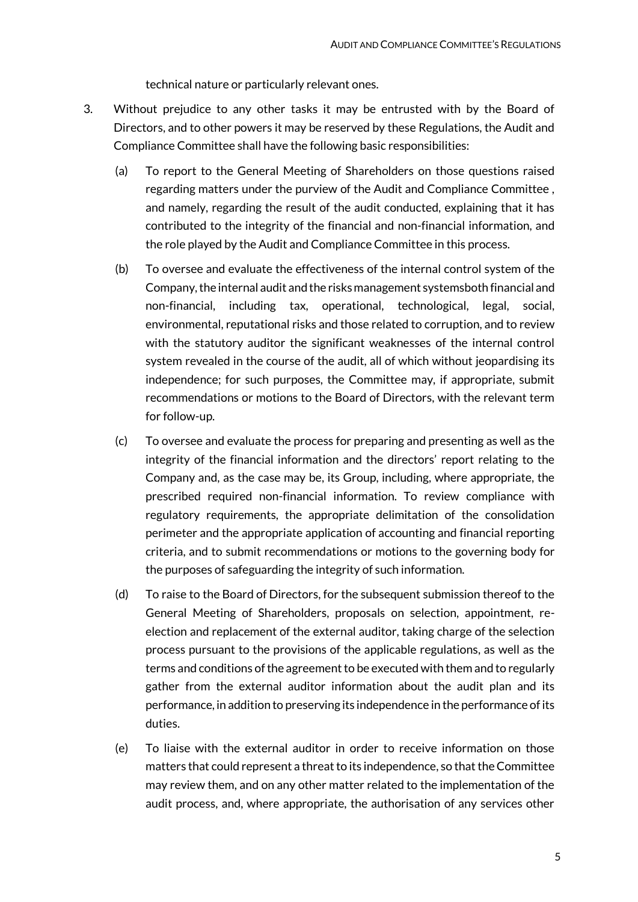technical nature or particularly relevant ones.

3. Without prejudice to any other tasks it may be entrusted with by the Board of Directors, and to other powers it may be reserved by these Regulations, the Audit and Compliance Committee shall have the following basic responsibilities:

   (a) To report to the General Meeting of Shareholders on those questions raised regarding matters under the purview of the Audit and Compliance Committee , and namely, regarding the result of the audit conducted, explaining that it has contributed to the integrity of the financial and non-financial information, and the role played by the Audit and Compliance Committee in this process.

   (b) To oversee and evaluate the effectiveness of the internal control system of the Company, the internal audit and the risks management systemsboth financial and non-financial, including tax, operational, technological, legal, social, environmental, reputational risks and those related to corruption, and to review with the statutory auditor the significant weaknesses of the internal control system revealed in the course of the audit, all of which without jeopardising its independence; for such purposes, the Committee may, if appropriate, submit recommendations or motions to the Board of Directors, with the relevant term for follow-up.

   (c) To oversee and evaluate the process for preparing and presenting as well as the integrity of the financial information and the directors' report relating to the Company and, as the case may be, its Group, including, where appropriate, the prescribed required non-financial information. To review compliance with regulatory requirements, the appropriate delimitation of the consolidation perimeter and the appropriate application of accounting and financial reporting criteria, and to submit recommendations or motions to the governing body for the purposes of safeguarding the integrity of such information.

   (d) To raise to the Board of Directors, for the subsequent submission thereof to the General Meeting of Shareholders, proposals on selection, appointment, re-election and replacement of the external auditor, taking charge of the selection process pursuant to the provisions of the applicable regulations, as well as the terms and conditions of the agreement to be executed with them and to regularly gather from the external auditor information about the audit plan and its performance, in addition to preserving its independence in the performance of its duties.

   (e) To liaise with the external auditor in order to receive information on those matters that could represent a threat to its independence, so that the Committee may review them, and on any other matter related to the implementation of the audit process, and, where appropriate, the authorisation of any services other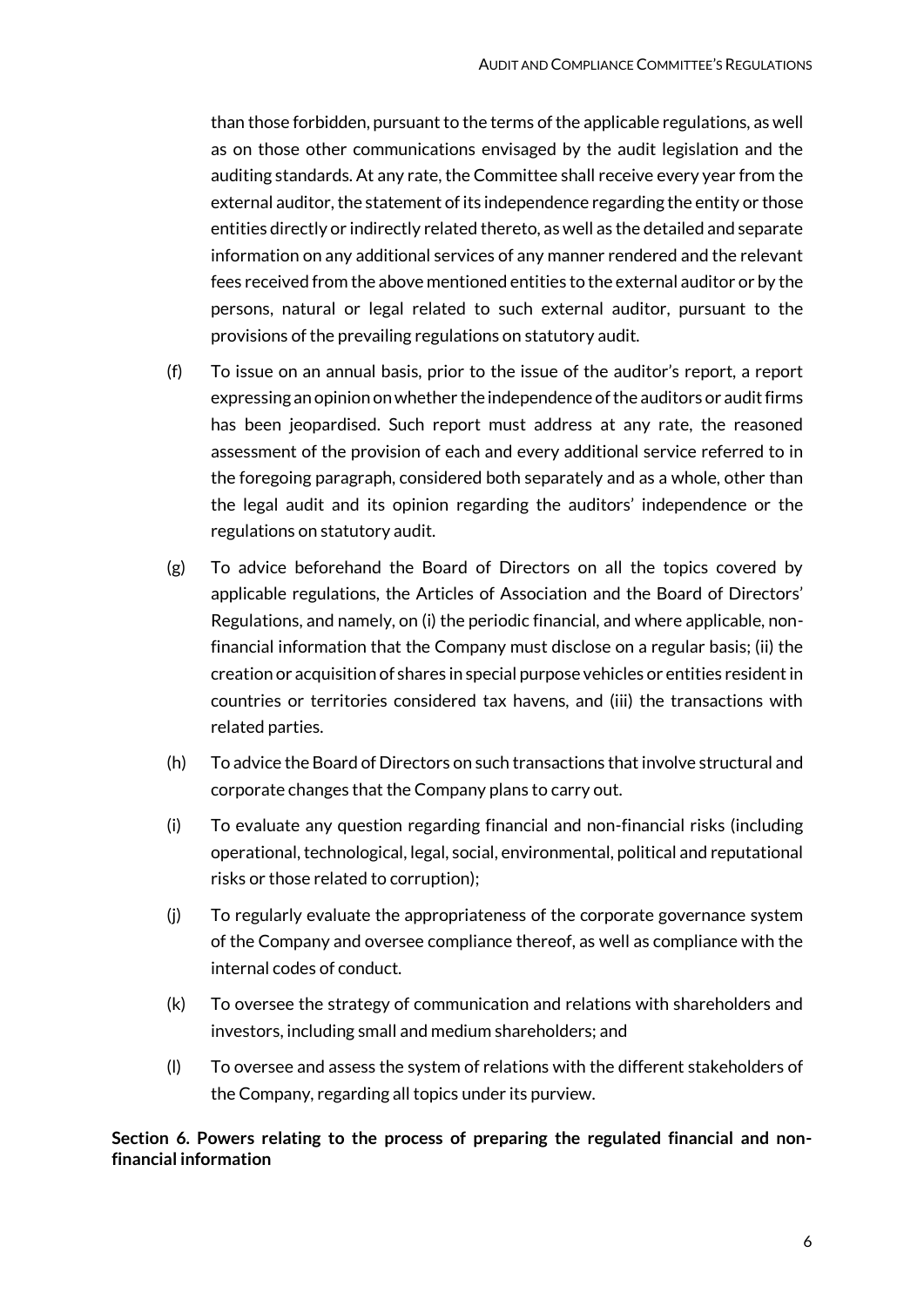than those forbidden, pursuant to the terms of the applicable regulations, as well as on those other communications envisaged by the audit legislation and the auditing standards. At any rate, the Committee shall receive every year from the external auditor, the statement of its independence regarding the entity or those entities directly or indirectly related thereto, as well as the detailed and separate information on any additional services of any manner rendered and the relevant fees received from the above mentioned entities to the external auditor or by the persons, natural or legal related to such external auditor, pursuant to the provisions of the prevailing regulations on statutory audit.

(f) To issue on an annual basis, prior to the issue of the auditor's report, a report expressing an opinion on whether the independence of the auditors or audit firms has been jeopardised. Such report must address at any rate, the reasoned assessment of the provision of each and every additional service referred to in the foregoing paragraph, considered both separately and as a whole, other than the legal audit and its opinion regarding the auditors' independence or the regulations on statutory audit.

(g) To advice beforehand the Board of Directors on all the topics covered by applicable regulations, the Articles of Association and the Board of Directors' Regulations, and namely, on (i) the periodic financial, and where applicable, non-financial information that the Company must disclose on a regular basis; (ii) the creation or acquisition of shares in special purpose vehicles or entities resident in countries or territories considered tax havens, and (iii) the transactions with related parties.

(h) To advice the Board of Directors on such transactions that involve structural and corporate changes that the Company plans to carry out.

(i) To evaluate any question regarding financial and non-financial risks (including operational, technological, legal, social, environmental, political and reputational risks or those related to corruption);

(j) To regularly evaluate the appropriateness of the corporate governance system of the Company and oversee compliance thereof, as well as compliance with the internal codes of conduct.

(k) To oversee the strategy of communication and relations with shareholders and investors, including small and medium shareholders; and

(l) To oversee and assess the system of relations with the different stakeholders of the Company, regarding all topics under its purview.

**Section 6. Powers relating to the process of preparing the regulated financial and non-financial information**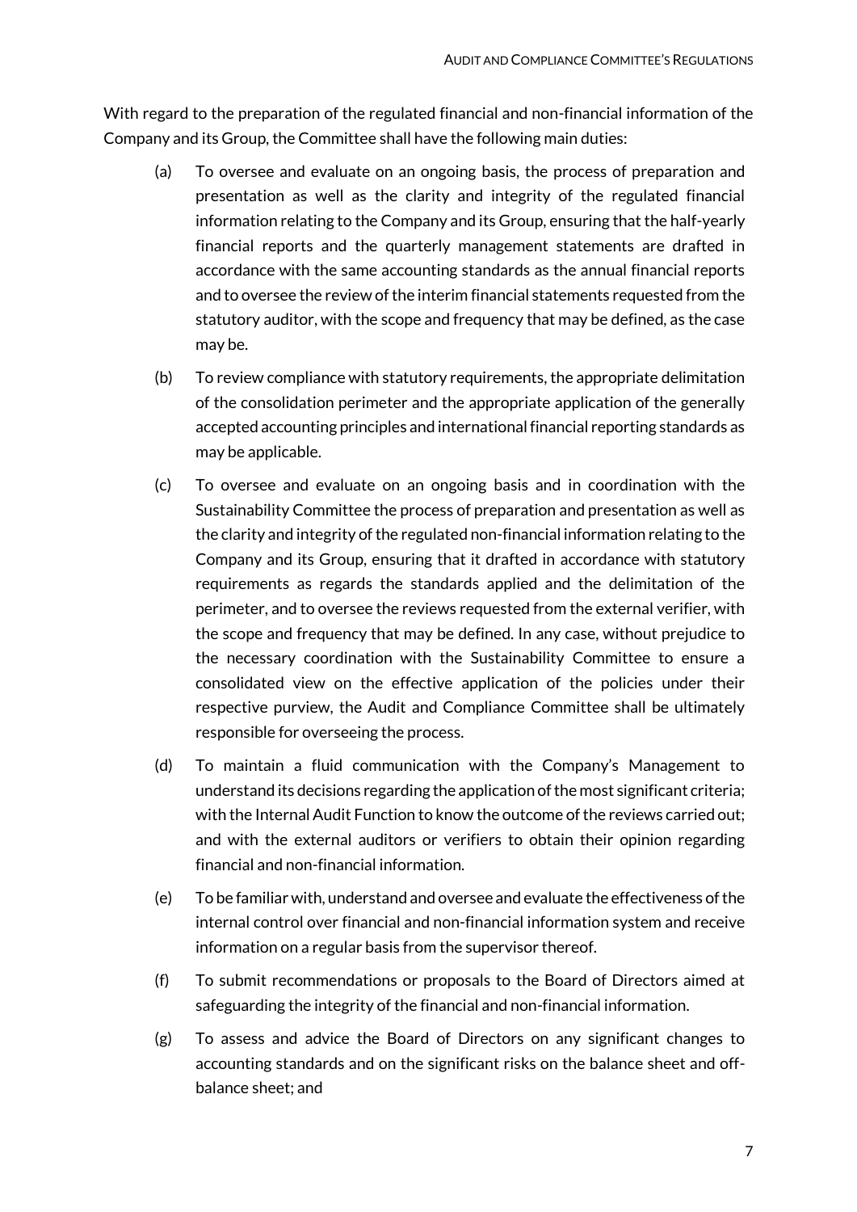With regard to the preparation of the regulated financial and non-financial information of the Company and its Group, the Committee shall have the following main duties:

(a) To oversee and evaluate on an ongoing basis, the process of preparation and presentation as well as the clarity and integrity of the regulated financial information relating to the Company and its Group, ensuring that the half-yearly financial reports and the quarterly management statements are drafted in accordance with the same accounting standards as the annual financial reports and to oversee the review of the interim financial statements requested from the statutory auditor, with the scope and frequency that may be defined, as the case may be.

(b) To review compliance with statutory requirements, the appropriate delimitation of the consolidation perimeter and the appropriate application of the generally accepted accounting principles and international financial reporting standards as may be applicable.

(c) To oversee and evaluate on an ongoing basis and in coordination with the Sustainability Committee the process of preparation and presentation as well as the clarity and integrity of the regulated non-financial information relating to the Company and its Group, ensuring that it drafted in accordance with statutory requirements as regards the standards applied and the delimitation of the perimeter, and to oversee the reviews requested from the external verifier, with the scope and frequency that may be defined. In any case, without prejudice to the necessary coordination with the Sustainability Committee to ensure a consolidated view on the effective application of the policies under their respective purview, the Audit and Compliance Committee shall be ultimately responsible for overseeing the process.

(d) To maintain a fluid communication with the Company's Management to understand its decisions regarding the application of the most significant criteria; with the Internal Audit Function to know the outcome of the reviews carried out; and with the external auditors or verifiers to obtain their opinion regarding financial and non-financial information.

(e) To be familiar with, understand and oversee and evaluate the effectiveness of the internal control over financial and non-financial information system and receive information on a regular basis from the supervisor thereof.

(f) To submit recommendations or proposals to the Board of Directors aimed at safeguarding the integrity of the financial and non-financial information.

(g) To assess and advice the Board of Directors on any significant changes to accounting standards and on the significant risks on the balance sheet and off-balance sheet; and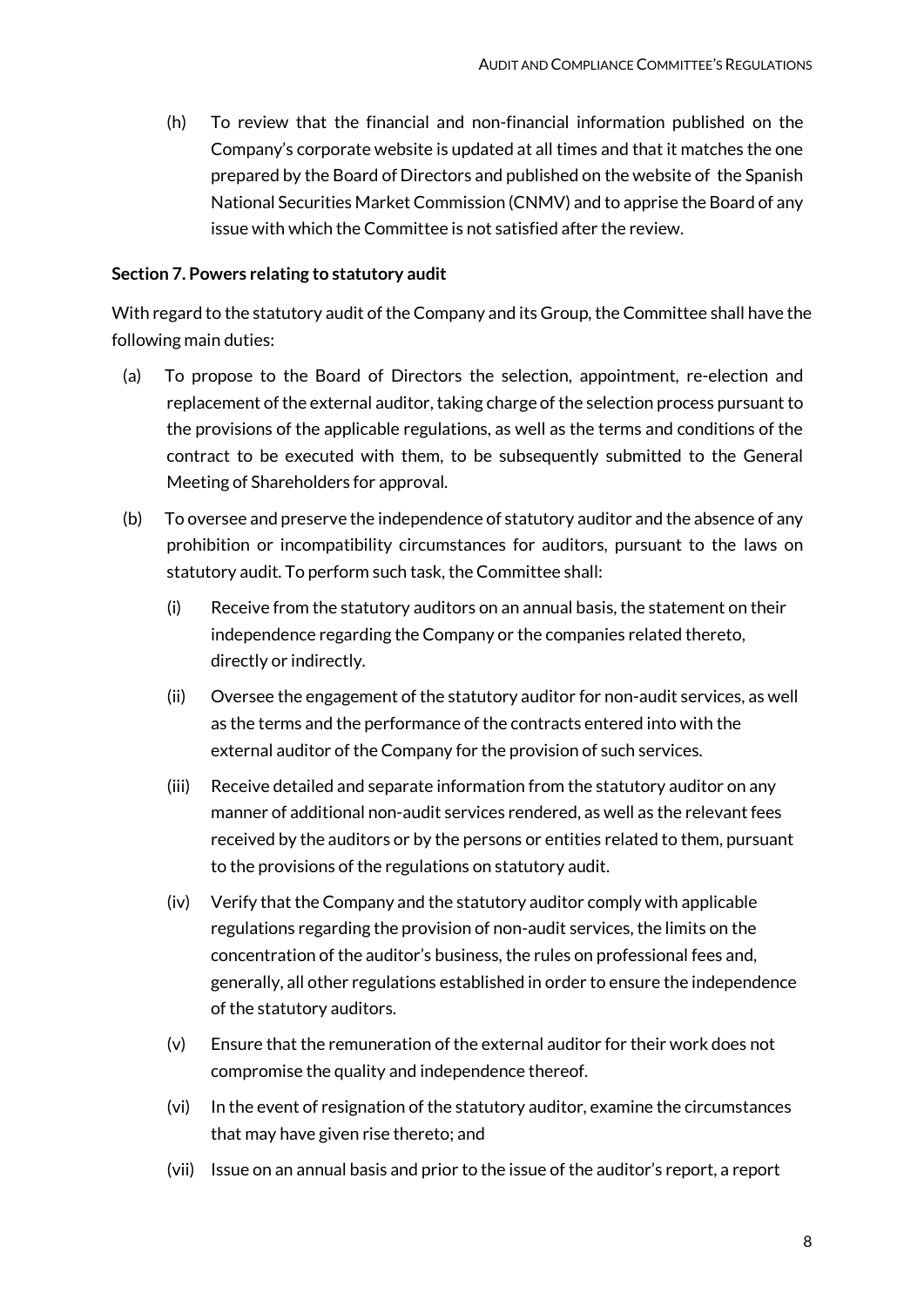(h) To review that the financial and non-financial information published on the Company's corporate website is updated at all times and that it matches the one prepared by the Board of Directors and published on the website of the Spanish National Securities Market Commission (CNMV) and to apprise the Board of any issue with which the Committee is not satisfied after the review.

**Section 7. Powers relating to statutory audit**

With regard to the statutory audit of the Company and its Group, the Committee shall have the following main duties:

(a) To propose to the Board of Directors the selection, appointment, re-election and replacement of the external auditor, taking charge of the selection process pursuant to the provisions of the applicable regulations, as well as the terms and conditions of the contract to be executed with them, to be subsequently submitted to the General Meeting of Shareholders for approval.

(b) To oversee and preserve the independence of statutory auditor and the absence of any prohibition or incompatibility circumstances for auditors, pursuant to the laws on statutory audit. To perform such task, the Committee shall:

(i) Receive from the statutory auditors on an annual basis, the statement on their independence regarding the Company or the companies related thereto, directly or indirectly.

(ii) Oversee the engagement of the statutory auditor for non-audit services, as well as the terms and the performance of the contracts entered into with the external auditor of the Company for the provision of such services.

(iii) Receive detailed and separate information from the statutory auditor on any manner of additional non-audit services rendered, as well as the relevant fees received by the auditors or by the persons or entities related to them, pursuant to the provisions of the regulations on statutory audit.

(iv) Verify that the Company and the statutory auditor comply with applicable regulations regarding the provision of non-audit services, the limits on the concentration of the auditor's business, the rules on professional fees and, generally, all other regulations established in order to ensure the independence of the statutory auditors.

(v) Ensure that the remuneration of the external auditor for their work does not compromise the quality and independence thereof.

(vi) In the event of resignation of the statutory auditor, examine the circumstances that may have given rise thereto; and

(vii) Issue on an annual basis and prior to the issue of the auditor's report, a report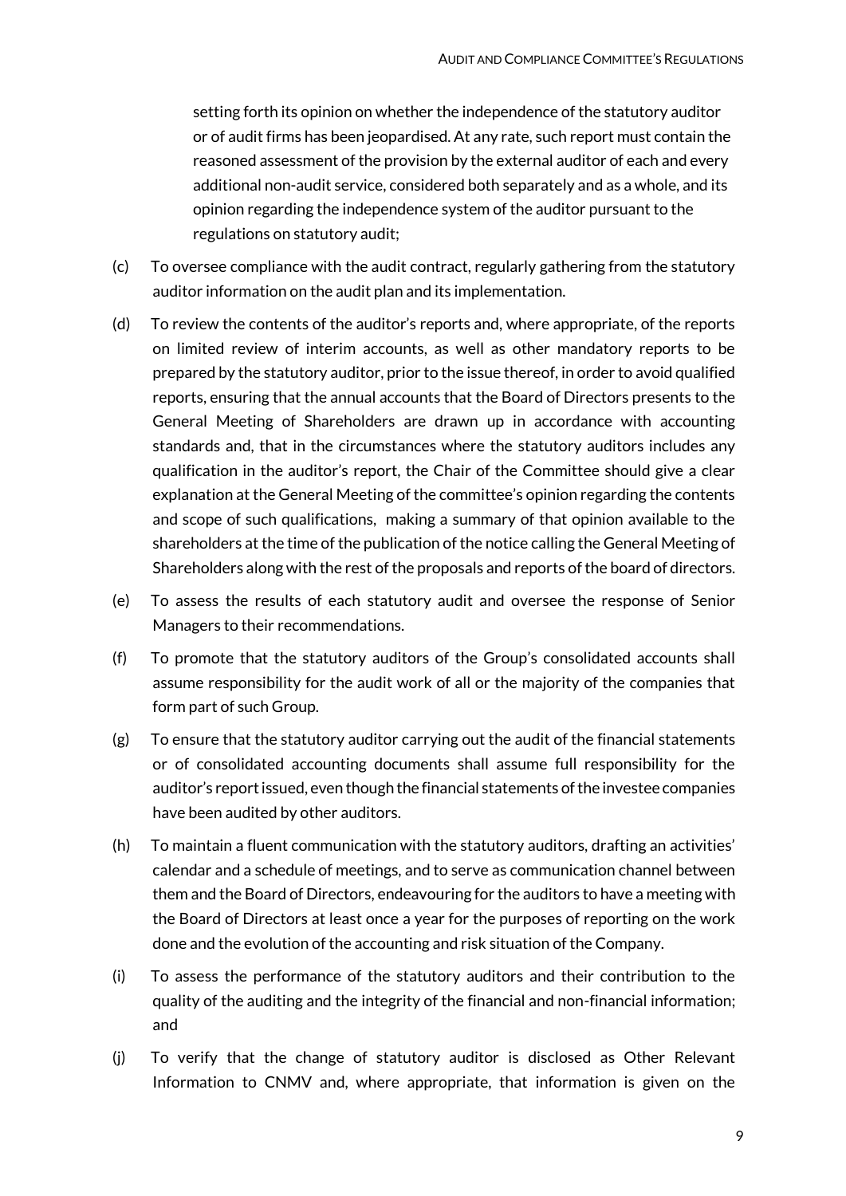setting forth its opinion on whether the independence of the statutory auditor or of audit firms has been jeopardised. At any rate, such report must contain the reasoned assessment of the provision by the external auditor of each and every additional non-audit service, considered both separately and as a whole, and its opinion regarding the independence system of the auditor pursuant to the regulations on statutory audit;

(c) To oversee compliance with the audit contract, regularly gathering from the statutory auditor information on the audit plan and its implementation.

(d) To review the contents of the auditor's reports and, where appropriate, of the reports on limited review of interim accounts, as well as other mandatory reports to be prepared by the statutory auditor, prior to the issue thereof, in order to avoid qualified reports, ensuring that the annual accounts that the Board of Directors presents to the General Meeting of Shareholders are drawn up in accordance with accounting standards and, that in the circumstances where the statutory auditors includes any qualification in the auditor's report, the Chair of the Committee should give a clear explanation at the General Meeting of the committee's opinion regarding the contents and scope of such qualifications, making a summary of that opinion available to the shareholders at the time of the publication of the notice calling the General Meeting of Shareholders along with the rest of the proposals and reports of the board of directors.

(e) To assess the results of each statutory audit and oversee the response of Senior Managers to their recommendations.

(f) To promote that the statutory auditors of the Group's consolidated accounts shall assume responsibility for the audit work of all or the majority of the companies that form part of such Group.

(g) To ensure that the statutory auditor carrying out the audit of the financial statements or of consolidated accounting documents shall assume full responsibility for the auditor's report issued, even though the financial statements of the investee companies have been audited by other auditors.

(h) To maintain a fluent communication with the statutory auditors, drafting an activities' calendar and a schedule of meetings, and to serve as communication channel between them and the Board of Directors, endeavouring for the auditors to have a meeting with the Board of Directors at least once a year for the purposes of reporting on the work done and the evolution of the accounting and risk situation of the Company.

(i) To assess the performance of the statutory auditors and their contribution to the quality of the auditing and the integrity of the financial and non-financial information; and

(j) To verify that the change of statutory auditor is disclosed as Other Relevant Information to CNMV and, where appropriate, that information is given on the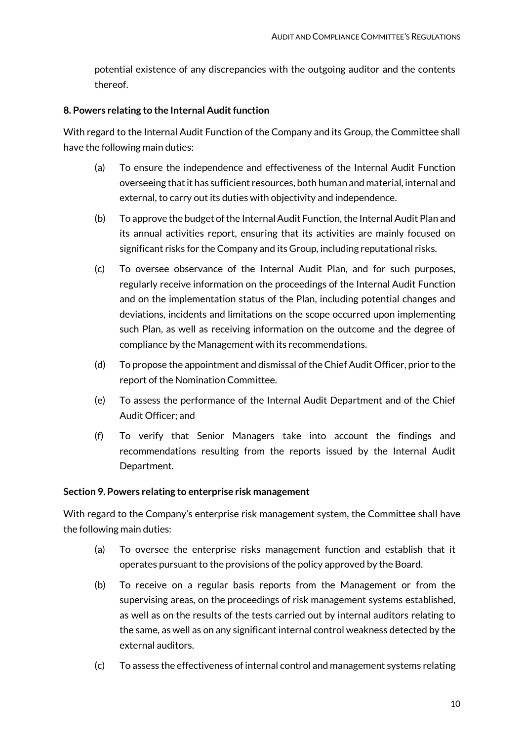potential existence of any discrepancies with the outgoing auditor and the contents thereof.

**8. Powers relating to the Internal Audit function**

With regard to the Internal Audit Function of the Company and its Group, the Committee shall have the following main duties:

(a) To ensure the independence and effectiveness of the Internal Audit Function overseeing that it has sufficient resources, both human and material, internal and external, to carry out its duties with objectivity and independence.

(b) To approve the budget of the Internal Audit Function, the Internal Audit Plan and its annual activities report, ensuring that its activities are mainly focused on significant risks for the Company and its Group, including reputational risks.

(c) To oversee observance of the Internal Audit Plan, and for such purposes, regularly receive information on the proceedings of the Internal Audit Function and on the implementation status of the Plan, including potential changes and deviations, incidents and limitations on the scope occurred upon implementing such Plan, as well as receiving information on the outcome and the degree of compliance by the Management with its recommendations.

(d) To propose the appointment and dismissal of the Chief Audit Officer, prior to the report of the Nomination Committee.

(e) To assess the performance of the Internal Audit Department and of the Chief Audit Officer; and

(f) To verify that Senior Managers take into account the findings and recommendations resulting from the reports issued by the Internal Audit Department.

**Section 9. Powers relating to enterprise risk management**

With regard to the Company's enterprise risk management system, the Committee shall have the following main duties:

(a) To oversee the enterprise risks management function and establish that it operates pursuant to the provisions of the policy approved by the Board.

(b) To receive on a regular basis reports from the Management or from the supervising areas, on the proceedings of risk management systems established, as well as on the results of the tests carried out by internal auditors relating to the same, as well as on any significant internal control weakness detected by the external auditors.

(c) To assess the effectiveness of internal control and management systems relating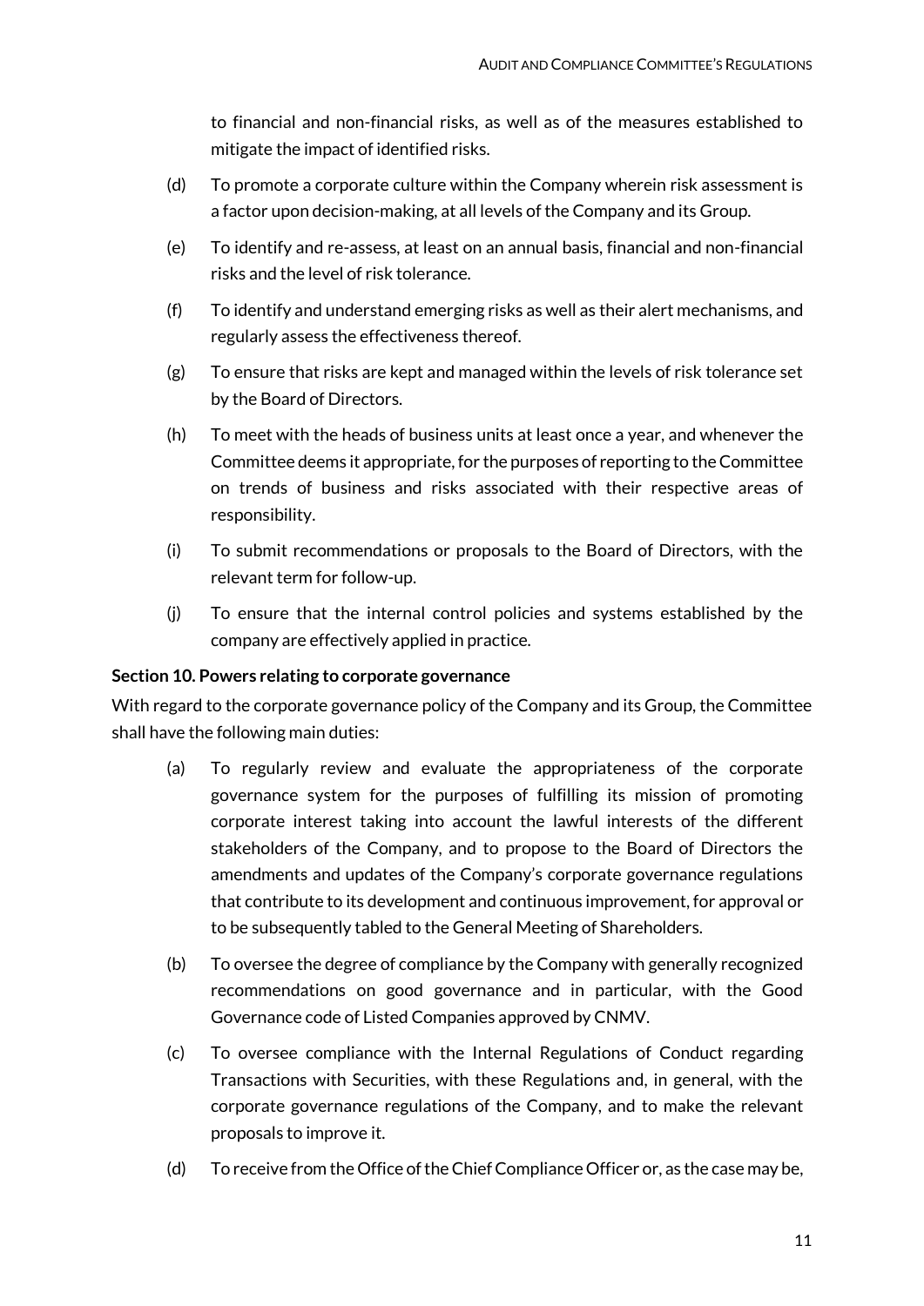to financial and non-financial risks, as well as of the measures established to mitigate the impact of identified risks.

(d) To promote a corporate culture within the Company wherein risk assessment is a factor upon decision-making, at all levels of the Company and its Group.

(e) To identify and re-assess, at least on an annual basis, financial and non-financial risks and the level of risk tolerance.

(f) To identify and understand emerging risks as well as their alert mechanisms, and regularly assess the effectiveness thereof.

(g) To ensure that risks are kept and managed within the levels of risk tolerance set by the Board of Directors.

(h) To meet with the heads of business units at least once a year, and whenever the Committee deems it appropriate, for the purposes of reporting to the Committee on trends of business and risks associated with their respective areas of responsibility.

(i) To submit recommendations or proposals to the Board of Directors, with the relevant term for follow-up.

(j) To ensure that the internal control policies and systems established by the company are effectively applied in practice.

**Section 10. Powers relating to corporate governance**

With regard to the corporate governance policy of the Company and its Group, the Committee shall have the following main duties:

(a) To regularly review and evaluate the appropriateness of the corporate governance system for the purposes of fulfilling its mission of promoting corporate interest taking into account the lawful interests of the different stakeholders of the Company, and to propose to the Board of Directors the amendments and updates of the Company's corporate governance regulations that contribute to its development and continuous improvement, for approval or to be subsequently tabled to the General Meeting of Shareholders.

(b) To oversee the degree of compliance by the Company with generally recognized recommendations on good governance and in particular, with the Good Governance code of Listed Companies approved by CNMV.

(c) To oversee compliance with the Internal Regulations of Conduct regarding Transactions with Securities, with these Regulations and, in general, with the corporate governance regulations of the Company, and to make the relevant proposals to improve it.

(d) To receive from the Office of the Chief Compliance Officer or, as the case may be,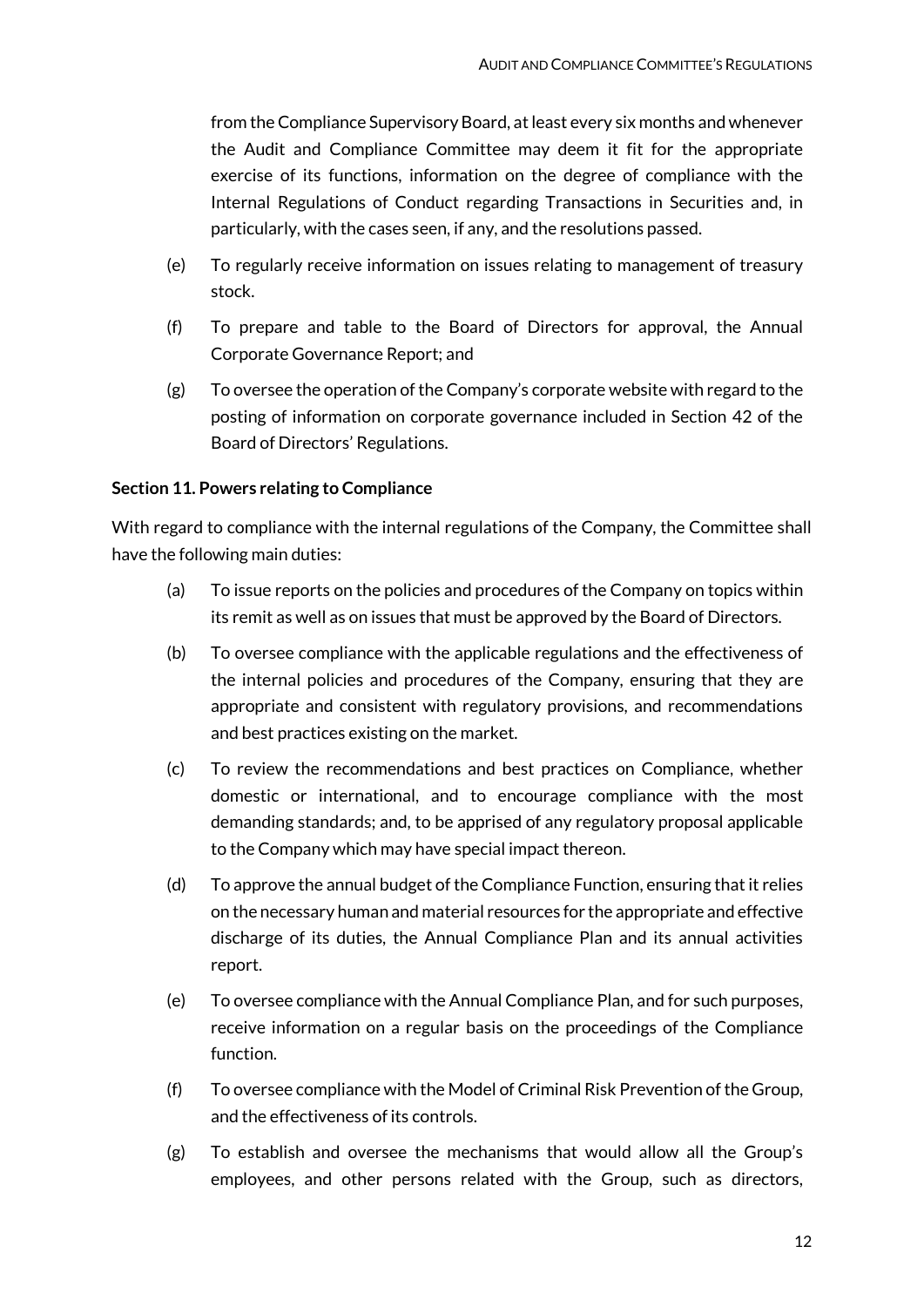from the Compliance Supervisory Board, at least every six months and whenever the Audit and Compliance Committee may deem it fit for the appropriate exercise of its functions, information on the degree of compliance with the Internal Regulations of Conduct regarding Transactions in Securities and, in particularly, with the cases seen, if any, and the resolutions passed.

(e) To regularly receive information on issues relating to management of treasury stock.

(f) To prepare and table to the Board of Directors for approval, the Annual Corporate Governance Report; and

(g) To oversee the operation of the Company's corporate website with regard to the posting of information on corporate governance included in Section 42 of the Board of Directors' Regulations.

**Section 11. Powers relating to Compliance**

With regard to compliance with the internal regulations of the Company, the Committee shall have the following main duties:

(a) To issue reports on the policies and procedures of the Company on topics within its remit as well as on issues that must be approved by the Board of Directors.

(b) To oversee compliance with the applicable regulations and the effectiveness of the internal policies and procedures of the Company, ensuring that they are appropriate and consistent with regulatory provisions, and recommendations and best practices existing on the market.

(c) To review the recommendations and best practices on Compliance, whether domestic or international, and to encourage compliance with the most demanding standards; and, to be apprised of any regulatory proposal applicable to the Company which may have special impact thereon.

(d) To approve the annual budget of the Compliance Function, ensuring that it relies on the necessary human and material resources for the appropriate and effective discharge of its duties, the Annual Compliance Plan and its annual activities report.

(e) To oversee compliance with the Annual Compliance Plan, and for such purposes, receive information on a regular basis on the proceedings of the Compliance function.

(f) To oversee compliance with the Model of Criminal Risk Prevention of the Group, and the effectiveness of its controls.

(g) To establish and oversee the mechanisms that would allow all the Group's employees, and other persons related with the Group, such as directors,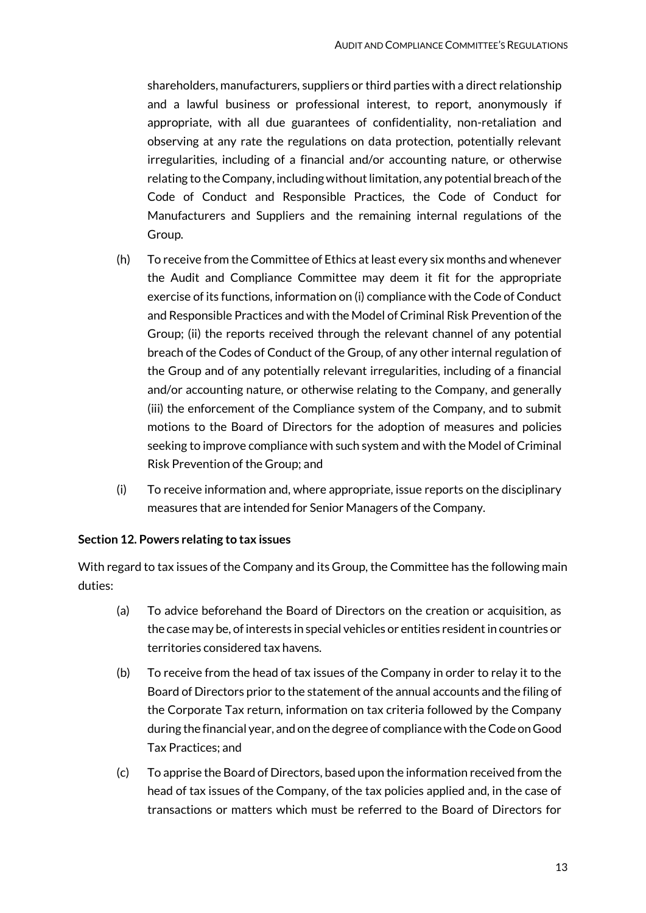shareholders, manufacturers, suppliers or third parties with a direct relationship and a lawful business or professional interest, to report, anonymously if appropriate, with all due guarantees of confidentiality, non-retaliation and observing at any rate the regulations on data protection, potentially relevant irregularities, including of a financial and/or accounting nature, or otherwise relating to the Company, including without limitation, any potential breach of the Code of Conduct and Responsible Practices, the Code of Conduct for Manufacturers and Suppliers and the remaining internal regulations of the Group.

(h) To receive from the Committee of Ethics at least every six months and whenever the Audit and Compliance Committee may deem it fit for the appropriate exercise of its functions, information on (i) compliance with the Code of Conduct and Responsible Practices and with the Model of Criminal Risk Prevention of the Group; (ii) the reports received through the relevant channel of any potential breach of the Codes of Conduct of the Group, of any other internal regulation of the Group and of any potentially relevant irregularities, including of a financial and/or accounting nature, or otherwise relating to the Company, and generally (iii) the enforcement of the Compliance system of the Company, and to submit motions to the Board of Directors for the adoption of measures and policies seeking to improve compliance with such system and with the Model of Criminal Risk Prevention of the Group; and

(i) To receive information and, where appropriate, issue reports on the disciplinary measures that are intended for Senior Managers of the Company.

**Section 12. Powers relating to tax issues**

With regard to tax issues of the Company and its Group, the Committee has the following main duties:

(a) To advice beforehand the Board of Directors on the creation or acquisition, as the case may be, of interests in special vehicles or entities resident in countries or territories considered tax havens.

(b) To receive from the head of tax issues of the Company in order to relay it to the Board of Directors prior to the statement of the annual accounts and the filing of the Corporate Tax return, information on tax criteria followed by the Company during the financial year, and on the degree of compliance with the Code on Good Tax Practices; and

(c) To apprise the Board of Directors, based upon the information received from the head of tax issues of the Company, of the tax policies applied and, in the case of transactions or matters which must be referred to the Board of Directors for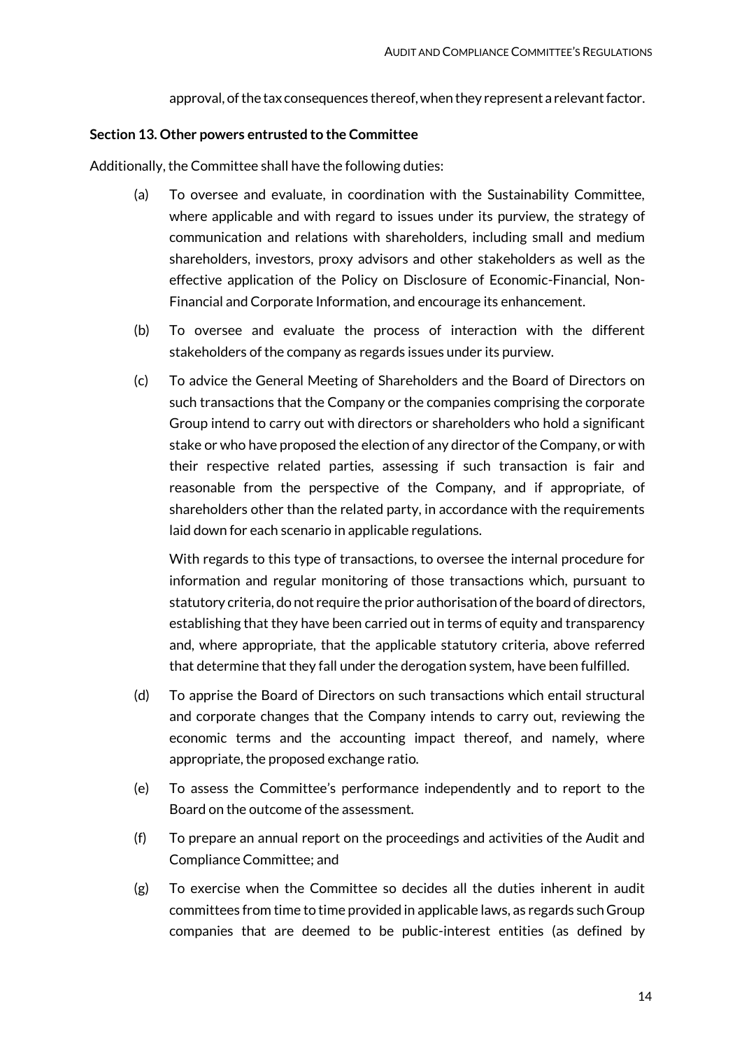approval, of the tax consequences thereof, when they represent a relevant factor.

**Section 13. Other powers entrusted to the Committee**

Additionally, the Committee shall have the following duties:

(a) To oversee and evaluate, in coordination with the Sustainability Committee, where applicable and with regard to issues under its purview, the strategy of communication and relations with shareholders, including small and medium shareholders, investors, proxy advisors and other stakeholders as well as the effective application of the Policy on Disclosure of Economic-Financial, Non-Financial and Corporate Information, and encourage its enhancement.

(b) To oversee and evaluate the process of interaction with the different stakeholders of the company as regards issues under its purview.

(c) To advice the General Meeting of Shareholders and the Board of Directors on such transactions that the Company or the companies comprising the corporate Group intend to carry out with directors or shareholders who hold a significant stake or who have proposed the election of any director of the Company, or with their respective related parties, assessing if such transaction is fair and reasonable from the perspective of the Company, and if appropriate, of shareholders other than the related party, in accordance with the requirements laid down for each scenario in applicable regulations.

With regards to this type of transactions, to oversee the internal procedure for information and regular monitoring of those transactions which, pursuant to statutory criteria, do not require the prior authorisation of the board of directors, establishing that they have been carried out in terms of equity and transparency and, where appropriate, that the applicable statutory criteria, above referred that determine that they fall under the derogation system, have been fulfilled.

(d) To apprise the Board of Directors on such transactions which entail structural and corporate changes that the Company intends to carry out, reviewing the economic terms and the accounting impact thereof, and namely, where appropriate, the proposed exchange ratio.

(e) To assess the Committee's performance independently and to report to the Board on the outcome of the assessment.

(f) To prepare an annual report on the proceedings and activities of the Audit and Compliance Committee; and

(g) To exercise when the Committee so decides all the duties inherent in audit committees from time to time provided in applicable laws, as regards such Group companies that are deemed to be public-interest entities (as defined by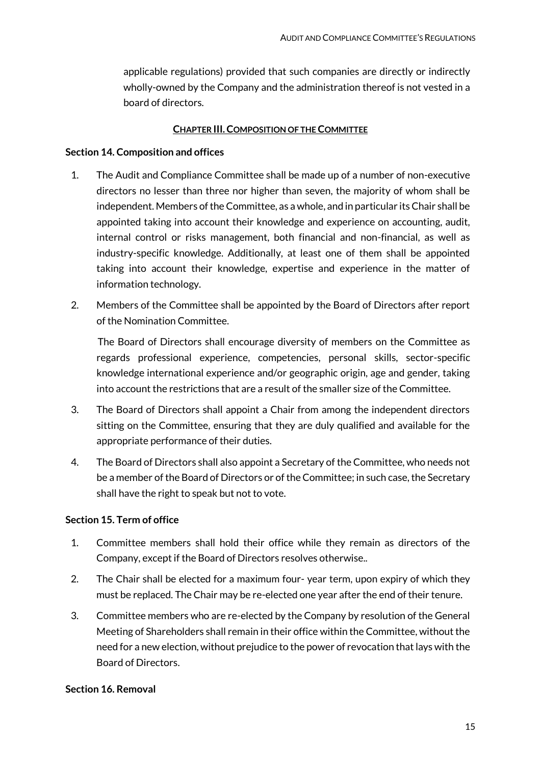applicable regulations) provided that such companies are directly or indirectly wholly-owned by the Company and the administration thereof is not vested in a board of directors.

## CHAPTER III. COMPOSITION OF THE COMMITTEE

### Section 14. Composition and offices

1. The Audit and Compliance Committee shall be made up of a number of non-executive directors no lesser than three nor higher than seven, the majority of whom shall be independent. Members of the Committee, as a whole, and in particular its Chair shall be appointed taking into account their knowledge and experience on accounting, audit, internal control or risks management, both financial and non-financial, as well as industry-specific knowledge. Additionally, at least one of them shall be appointed taking into account their knowledge, expertise and experience in the matter of information technology.

2. Members of the Committee shall be appointed by the Board of Directors after report of the Nomination Committee.

   The Board of Directors shall encourage diversity of members on the Committee as regards professional experience, competencies, personal skills, sector-specific knowledge international experience and/or geographic origin, age and gender, taking into account the restrictions that are a result of the smaller size of the Committee.

3. The Board of Directors shall appoint a Chair from among the independent directors sitting on the Committee, ensuring that they are duly qualified and available for the appropriate performance of their duties.

4. The Board of Directors shall also appoint a Secretary of the Committee, who needs not be a member of the Board of Directors or of the Committee; in such case, the Secretary shall have the right to speak but not to vote.

### Section 15. Term of office

1. Committee members shall hold their office while they remain as directors of the Company, except if the Board of Directors resolves otherwise..

2. The Chair shall be elected for a maximum four- year term, upon expiry of which they must be replaced. The Chair may be re-elected one year after the end of their tenure.

3. Committee members who are re-elected by the Company by resolution of the General Meeting of Shareholders shall remain in their office within the Committee, without the need for a new election, without prejudice to the power of revocation that lays with the Board of Directors.

### Section 16. Removal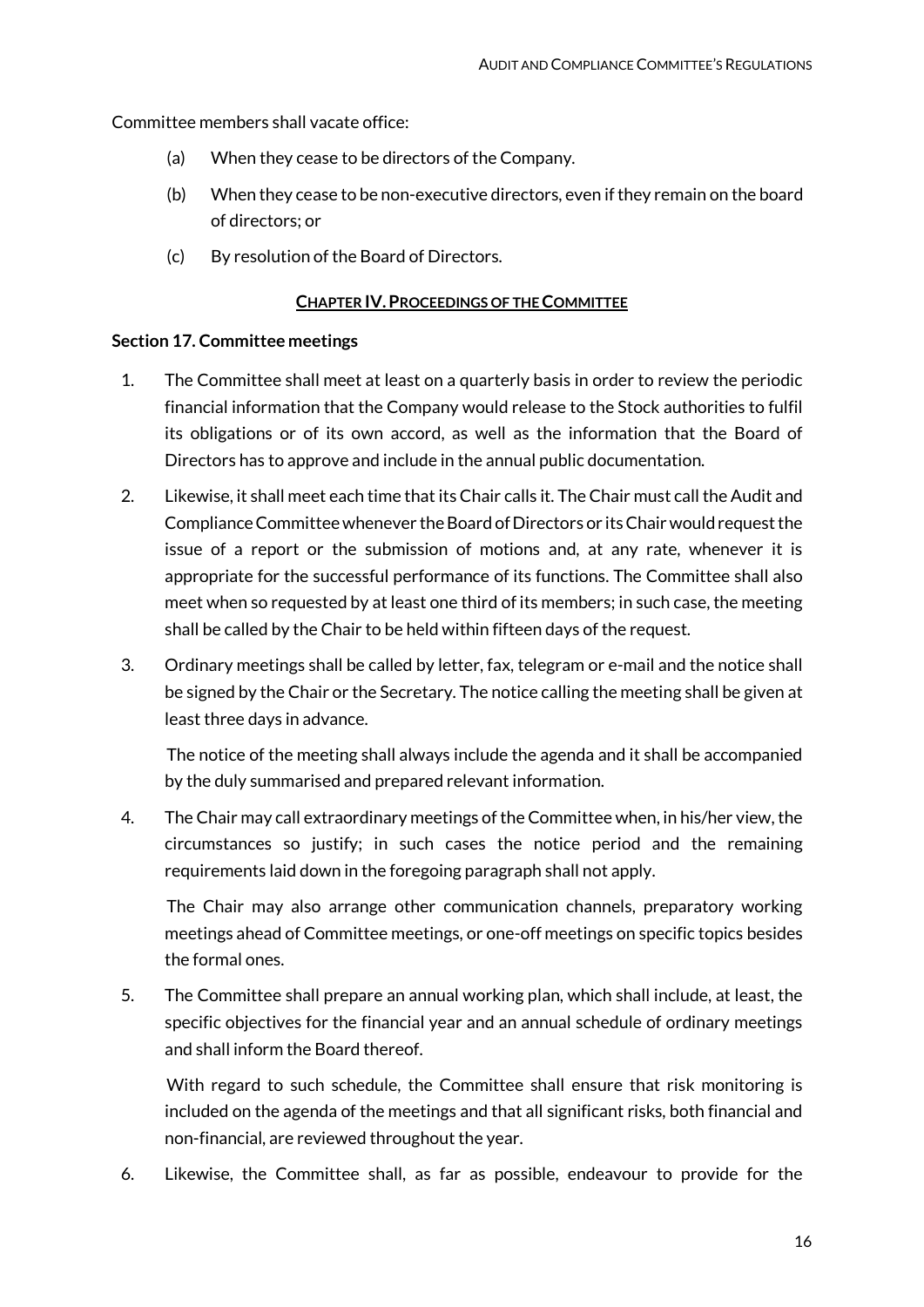Committee members shall vacate office:

(a) When they cease to be directors of the Company.

(b) When they cease to be non-executive directors, even if they remain on the board of directors; or

(c) By resolution of the Board of Directors.

## CHAPTER IV. PROCEEDINGS OF THE COMMITTEE

### Section 17. Committee meetings

1. The Committee shall meet at least on a quarterly basis in order to review the periodic financial information that the Company would release to the Stock authorities to fulfil its obligations or of its own accord, as well as the information that the Board of Directors has to approve and include in the annual public documentation.

2. Likewise, it shall meet each time that its Chair calls it. The Chair must call the Audit and Compliance Committee whenever the Board of Directors or its Chair would request the issue of a report or the submission of motions and, at any rate, whenever it is appropriate for the successful performance of its functions. The Committee shall also meet when so requested by at least one third of its members; in such case, the meeting shall be called by the Chair to be held within fifteen days of the request.

3. Ordinary meetings shall be called by letter, fax, telegram or e-mail and the notice shall be signed by the Chair or the Secretary. The notice calling the meeting shall be given at least three days in advance.

   The notice of the meeting shall always include the agenda and it shall be accompanied by the duly summarised and prepared relevant information.

4. The Chair may call extraordinary meetings of the Committee when, in his/her view, the circumstances so justify; in such cases the notice period and the remaining requirements laid down in the foregoing paragraph shall not apply.

   The Chair may also arrange other communication channels, preparatory working meetings ahead of Committee meetings, or one-off meetings on specific topics besides the formal ones.

5. The Committee shall prepare an annual working plan, which shall include, at least, the specific objectives for the financial year and an annual schedule of ordinary meetings and shall inform the Board thereof.

   With regard to such schedule, the Committee shall ensure that risk monitoring is included on the agenda of the meetings and that all significant risks, both financial and non-financial, are reviewed throughout the year.

6. Likewise, the Committee shall, as far as possible, endeavour to provide for the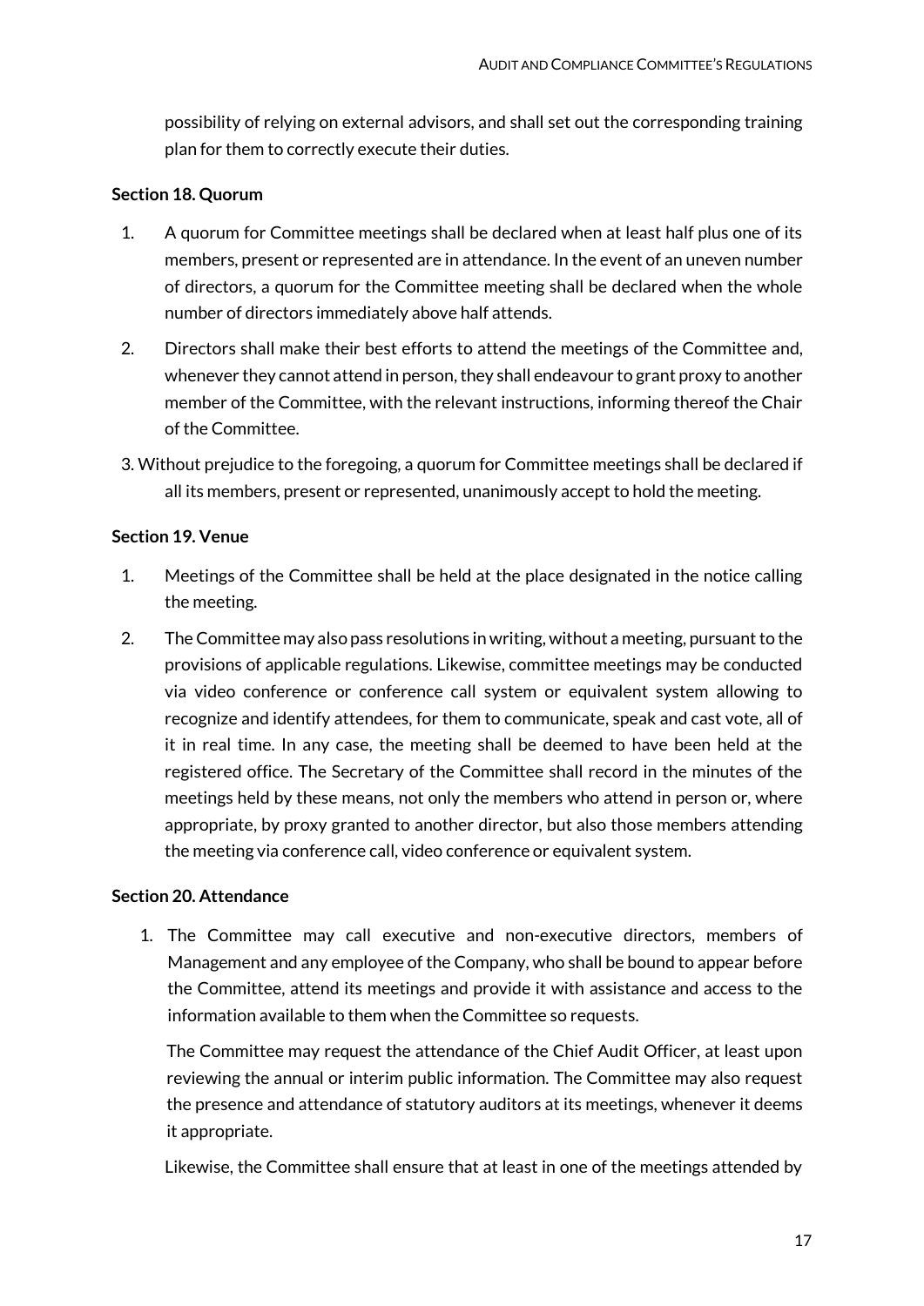possibility of relying on external advisors, and shall set out the corresponding training plan for them to correctly execute their duties.

**Section 18. Quorum**

1. A quorum for Committee meetings shall be declared when at least half plus one of its members, present or represented are in attendance. In the event of an uneven number of directors, a quorum for the Committee meeting shall be declared when the whole number of directors immediately above half attends.
2. Directors shall make their best efforts to attend the meetings of the Committee and, whenever they cannot attend in person, they shall endeavour to grant proxy to another member of the Committee, with the relevant instructions, informing thereof the Chair of the Committee.
3. Without prejudice to the foregoing, a quorum for Committee meetings shall be declared if all its members, present or represented, unanimously accept to hold the meeting.

**Section 19. Venue**

1. Meetings of the Committee shall be held at the place designated in the notice calling the meeting.
2. The Committee may also pass resolutions in writing, without a meeting, pursuant to the provisions of applicable regulations. Likewise, committee meetings may be conducted via video conference or conference call system or equivalent system allowing to recognize and identify attendees, for them to communicate, speak and cast vote, all of it in real time. In any case, the meeting shall be deemed to have been held at the registered office. The Secretary of the Committee shall record in the minutes of the meetings held by these means, not only the members who attend in person or, where appropriate, by proxy granted to another director, but also those members attending the meeting via conference call, video conference or equivalent system.

**Section 20. Attendance**

1. The Committee may call executive and non-executive directors, members of Management and any employee of the Company, who shall be bound to appear before the Committee, attend its meetings and provide it with assistance and access to the information available to them when the Committee so requests.

   The Committee may request the attendance of the Chief Audit Officer, at least upon reviewing the annual or interim public information. The Committee may also request the presence and attendance of statutory auditors at its meetings, whenever it deems it appropriate.

   Likewise, the Committee shall ensure that at least in one of the meetings attended by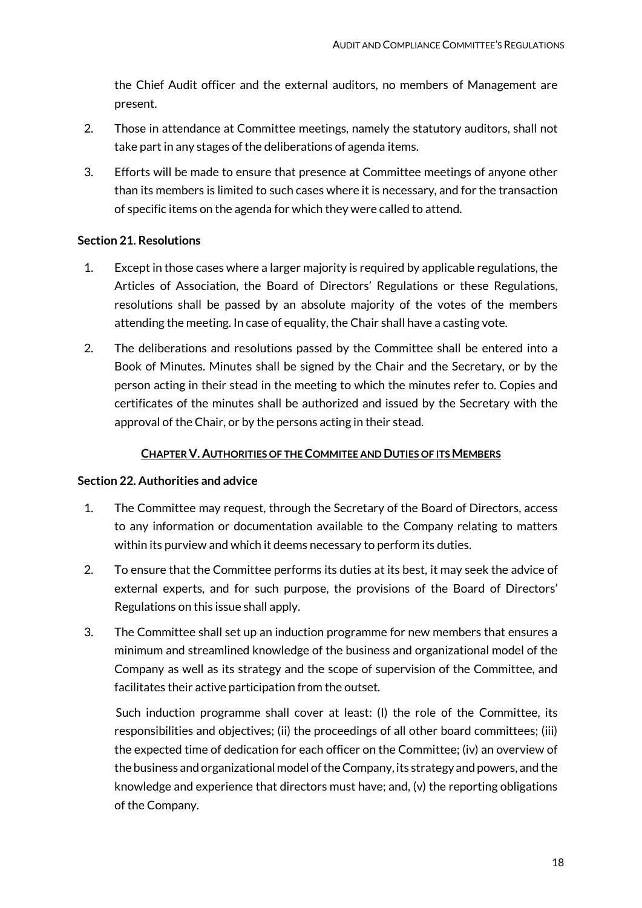the Chief Audit officer and the external auditors, no members of Management are present.

2. Those in attendance at Committee meetings, namely the statutory auditors, shall not take part in any stages of the deliberations of agenda items.

3. Efforts will be made to ensure that presence at Committee meetings of anyone other than its members is limited to such cases where it is necessary, and for the transaction of specific items on the agenda for which they were called to attend.

**Section 21. Resolutions**

1. Except in those cases where a larger majority is required by applicable regulations, the Articles of Association, the Board of Directors' Regulations or these Regulations, resolutions shall be passed by an absolute majority of the votes of the members attending the meeting. In case of equality, the Chair shall have a casting vote.

2. The deliberations and resolutions passed by the Committee shall be entered into a Book of Minutes. Minutes shall be signed by the Chair and the Secretary, or by the person acting in their stead in the meeting to which the minutes refer to. Copies and certificates of the minutes shall be authorized and issued by the Secretary with the approval of the Chair, or by the persons acting in their stead.

## CHAPTER V. AUTHORITIES OF THE COMMITEE AND DUTIES OF ITS MEMBERS

**Section 22. Authorities and advice**

1. The Committee may request, through the Secretary of the Board of Directors, access to any information or documentation available to the Company relating to matters within its purview and which it deems necessary to perform its duties.

2. To ensure that the Committee performs its duties at its best, it may seek the advice of external experts, and for such purpose, the provisions of the Board of Directors' Regulations on this issue shall apply.

3. The Committee shall set up an induction programme for new members that ensures a minimum and streamlined knowledge of the business and organizational model of the Company as well as its strategy and the scope of supervision of the Committee, and facilitates their active participation from the outset.

   Such induction programme shall cover at least: (I) the role of the Committee, its responsibilities and objectives; (ii) the proceedings of all other board committees; (iii) the expected time of dedication for each officer on the Committee; (iv) an overview of the business and organizational model of the Company, its strategy and powers, and the knowledge and experience that directors must have; and, (v) the reporting obligations of the Company.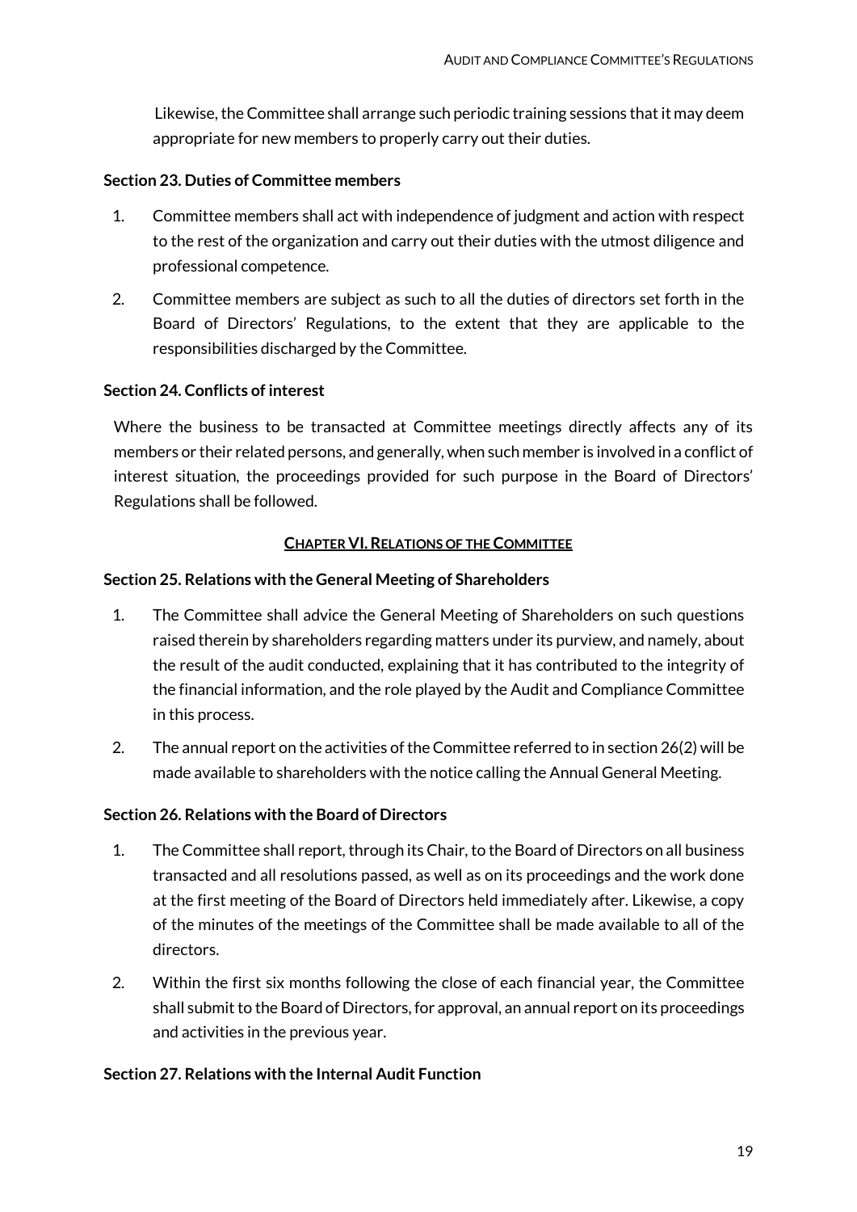Likewise, the Committee shall arrange such periodic training sessions that it may deem appropriate for new members to properly carry out their duties.

**Section 23. Duties of Committee members**

1. Committee members shall act with independence of judgment and action with respect to the rest of the organization and carry out their duties with the utmost diligence and professional competence.
2. Committee members are subject as such to all the duties of directors set forth in the Board of Directors' Regulations, to the extent that they are applicable to the responsibilities discharged by the Committee.

**Section 24. Conflicts of interest**

Where the business to be transacted at Committee meetings directly affects any of its members or their related persons, and generally, when such member is involved in a conflict of interest situation, the proceedings provided for such purpose in the Board of Directors' Regulations shall be followed.

## CHAPTER VI. RELATIONS OF THE COMMITTEE

**Section 25. Relations with the General Meeting of Shareholders**

1. The Committee shall advice the General Meeting of Shareholders on such questions raised therein by shareholders regarding matters under its purview, and namely, about the result of the audit conducted, explaining that it has contributed to the integrity of the financial information, and the role played by the Audit and Compliance Committee in this process.
2. The annual report on the activities of the Committee referred to in section 26(2) will be made available to shareholders with the notice calling the Annual General Meeting.

**Section 26. Relations with the Board of Directors**

1. The Committee shall report, through its Chair, to the Board of Directors on all business transacted and all resolutions passed, as well as on its proceedings and the work done at the first meeting of the Board of Directors held immediately after. Likewise, a copy of the minutes of the meetings of the Committee shall be made available to all of the directors.
2. Within the first six months following the close of each financial year, the Committee shall submit to the Board of Directors, for approval, an annual report on its proceedings and activities in the previous year.

**Section 27. Relations with the Internal Audit Function**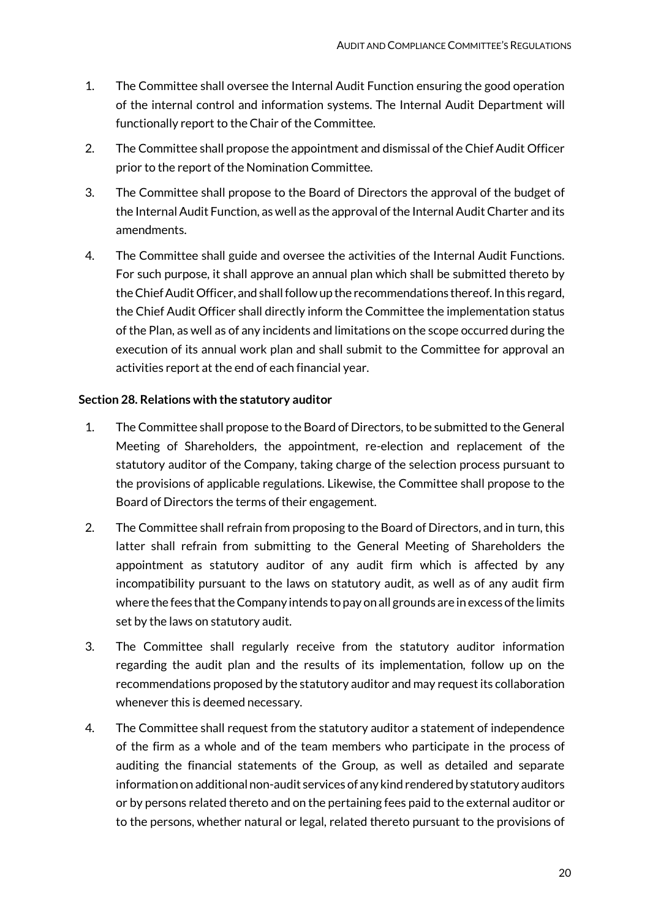1. The Committee shall oversee the Internal Audit Function ensuring the good operation of the internal control and information systems. The Internal Audit Department will functionally report to the Chair of the Committee.
2. The Committee shall propose the appointment and dismissal of the Chief Audit Officer prior to the report of the Nomination Committee.
3. The Committee shall propose to the Board of Directors the approval of the budget of the Internal Audit Function, as well as the approval of the Internal Audit Charter and its amendments.
4. The Committee shall guide and oversee the activities of the Internal Audit Functions. For such purpose, it shall approve an annual plan which shall be submitted thereto by the Chief Audit Officer, and shall follow up the recommendations thereof. In this regard, the Chief Audit Officer shall directly inform the Committee the implementation status of the Plan, as well as of any incidents and limitations on the scope occurred during the execution of its annual work plan and shall submit to the Committee for approval an activities report at the end of each financial year.

**Section 28. Relations with the statutory auditor**

1. The Committee shall propose to the Board of Directors, to be submitted to the General Meeting of Shareholders, the appointment, re-election and replacement of the statutory auditor of the Company, taking charge of the selection process pursuant to the provisions of applicable regulations. Likewise, the Committee shall propose to the Board of Directors the terms of their engagement.
2. The Committee shall refrain from proposing to the Board of Directors, and in turn, this latter shall refrain from submitting to the General Meeting of Shareholders the appointment as statutory auditor of any audit firm which is affected by any incompatibility pursuant to the laws on statutory audit, as well as of any audit firm where the fees that the Company intends to pay on all grounds are in excess of the limits set by the laws on statutory audit.
3. The Committee shall regularly receive from the statutory auditor information regarding the audit plan and the results of its implementation, follow up on the recommendations proposed by the statutory auditor and may request its collaboration whenever this is deemed necessary.
4. The Committee shall request from the statutory auditor a statement of independence of the firm as a whole and of the team members who participate in the process of auditing the financial statements of the Group, as well as detailed and separate information on additional non-audit services of any kind rendered by statutory auditors or by persons related thereto and on the pertaining fees paid to the external auditor or to the persons, whether natural or legal, related thereto pursuant to the provisions of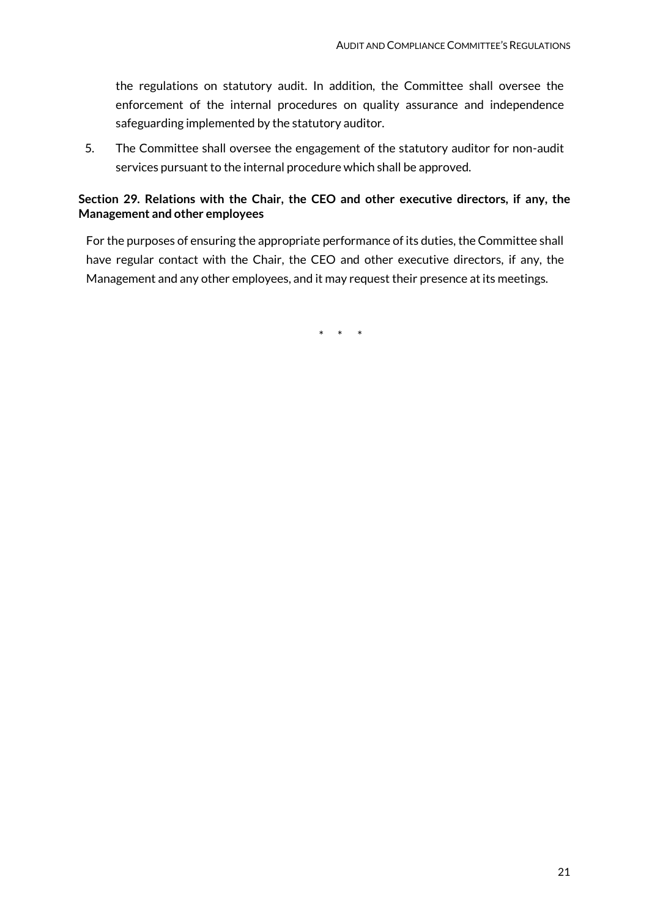the regulations on statutory audit. In addition, the Committee shall oversee the enforcement of the internal procedures on quality assurance and independence safeguarding implemented by the statutory auditor.

5. The Committee shall oversee the engagement of the statutory auditor for non-audit services pursuant to the internal procedure which shall be approved.

**Section 29. Relations with the Chair, the CEO and other executive directors, if any, the Management and other employees**

For the purposes of ensuring the appropriate performance of its duties, the Committee shall have regular contact with the Chair, the CEO and other executive directors, if any, the Management and any other employees, and it may request their presence at its meetings.

\* \* \*